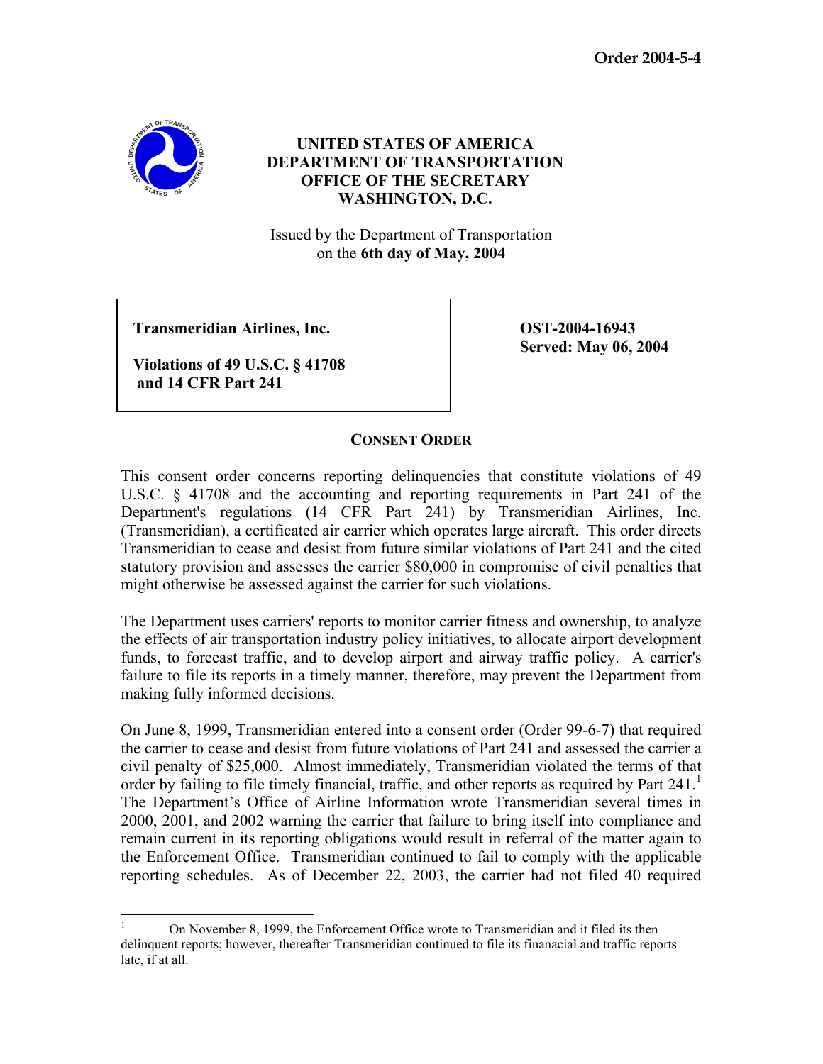**Order 2004-5-4**

**UNITED STATES OF AMERICA**
**DEPARTMENT OF TRANSPORTATION**
**OFFICE OF THE SECRETARY**
**WASHINGTON, D.C.**

Issued by the Department of Transportation
on the **6th day of May, 2004**

| | |
|---|---|
| **Transmeridian Airlines, Inc.** <br><br> **Violations of 49 U.S.C. § 41708 and 14 CFR Part 241** | **OST-2004-16943** <br> **Served: May 06, 2004** |

## CONSENT ORDER

This consent order concerns reporting delinquencies that constitute violations of 49 U.S.C. § 41708 and the accounting and reporting requirements in Part 241 of the Department's regulations (14 CFR Part 241) by Transmeridian Airlines, Inc. (Transmeridian), a certificated air carrier which operates large aircraft. This order directs Transmeridian to cease and desist from future similar violations of Part 241 and the cited statutory provision and assesses the carrier $80,000 in compromise of civil penalties that might otherwise be assessed against the carrier for such violations.

The Department uses carriers' reports to monitor carrier fitness and ownership, to analyze the effects of air transportation industry policy initiatives, to allocate airport development funds, to forecast traffic, and to develop airport and airway traffic policy. A carrier's failure to file its reports in a timely manner, therefore, may prevent the Department from making fully informed decisions.

On June 8, 1999, Transmeridian entered into a consent order (Order 99-6-7) that required the carrier to cease and desist from future violations of Part 241 and assessed the carrier a civil penalty of $25,000. Almost immediately, Transmeridian violated the terms of that order by failing to file timely financial, traffic, and other reports as required by Part 241.[1] The Department's Office of Airline Information wrote Transmeridian several times in 2000, 2001, and 2002 warning the carrier that failure to bring itself into compliance and remain current in its reporting obligations would result in referral of the matter again to the Enforcement Office. Transmeridian continued to fail to comply with the applicable reporting schedules. As of December 22, 2003, the carrier had not filed 40 required

[1] On November 8, 1999, the Enforcement Office wrote to Transmeridian and it filed its then delinquent reports; however, thereafter Transmeridian continued to file its finanacial and traffic reports late, if at all.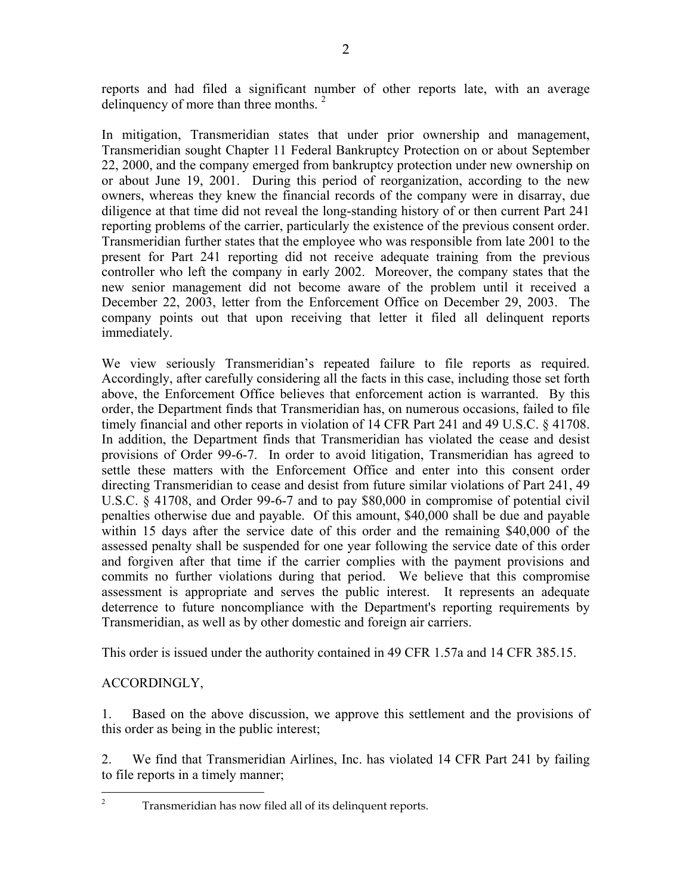reports and had filed a significant number of other reports late, with an average delinquency of more than three months. [2]

In mitigation, Transmeridian states that under prior ownership and management, Transmeridian sought Chapter 11 Federal Bankruptcy Protection on or about September 22, 2000, and the company emerged from bankruptcy protection under new ownership on or about June 19, 2001. During this period of reorganization, according to the new owners, whereas they knew the financial records of the company were in disarray, due diligence at that time did not reveal the long-standing history of or then current Part 241 reporting problems of the carrier, particularly the existence of the previous consent order. Transmeridian further states that the employee who was responsible from late 2001 to the present for Part 241 reporting did not receive adequate training from the previous controller who left the company in early 2002. Moreover, the company states that the new senior management did not become aware of the problem until it received a December 22, 2003, letter from the Enforcement Office on December 29, 2003. The company points out that upon receiving that letter it filed all delinquent reports immediately.

We view seriously Transmeridian's repeated failure to file reports as required. Accordingly, after carefully considering all the facts in this case, including those set forth above, the Enforcement Office believes that enforcement action is warranted. By this order, the Department finds that Transmeridian has, on numerous occasions, failed to file timely financial and other reports in violation of 14 CFR Part 241 and 49 U.S.C. § 41708. In addition, the Department finds that Transmeridian has violated the cease and desist provisions of Order 99-6-7. In order to avoid litigation, Transmeridian has agreed to settle these matters with the Enforcement Office and enter into this consent order directing Transmeridian to cease and desist from future similar violations of Part 241, 49 U.S.C. § 41708, and Order 99-6-7 and to pay $80,000 in compromise of potential civil penalties otherwise due and payable. Of this amount, $40,000 shall be due and payable within 15 days after the service date of this order and the remaining $40,000 of the assessed penalty shall be suspended for one year following the service date of this order and forgiven after that time if the carrier complies with the payment provisions and commits no further violations during that period. We believe that this compromise assessment is appropriate and serves the public interest. It represents an adequate deterrence to future noncompliance with the Department's reporting requirements by Transmeridian, as well as by other domestic and foreign air carriers.

This order is issued under the authority contained in 49 CFR 1.57a and 14 CFR 385.15.

ACCORDINGLY,

1. Based on the above discussion, we approve this settlement and the provisions of this order as being in the public interest;

2. We find that Transmeridian Airlines, Inc. has violated 14 CFR Part 241 by failing to file reports in a timely manner;

---

[2] Transmeridian has now filed all of its delinquent reports.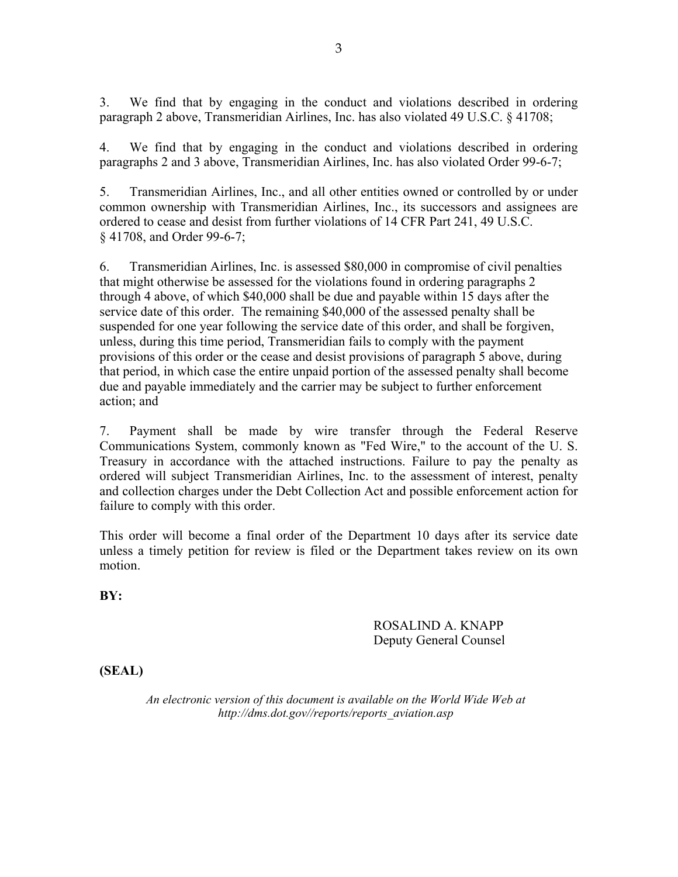3. We find that by engaging in the conduct and violations described in ordering paragraph 2 above, Transmeridian Airlines, Inc. has also violated 49 U.S.C. § 41708;

4. We find that by engaging in the conduct and violations described in ordering paragraphs 2 and 3 above, Transmeridian Airlines, Inc. has also violated Order 99-6-7;

5. Transmeridian Airlines, Inc., and all other entities owned or controlled by or under common ownership with Transmeridian Airlines, Inc., its successors and assignees are ordered to cease and desist from further violations of 14 CFR Part 241, 49 U.S.C. § 41708, and Order 99-6-7;

6. Transmeridian Airlines, Inc. is assessed $80,000 in compromise of civil penalties that might otherwise be assessed for the violations found in ordering paragraphs 2 through 4 above, of which $40,000 shall be due and payable within 15 days after the service date of this order. The remaining $40,000 of the assessed penalty shall be suspended for one year following the service date of this order, and shall be forgiven, unless, during this time period, Transmeridian fails to comply with the payment provisions of this order or the cease and desist provisions of paragraph 5 above, during that period, in which case the entire unpaid portion of the assessed penalty shall become due and payable immediately and the carrier may be subject to further enforcement action; and

7. Payment shall be made by wire transfer through the Federal Reserve Communications System, commonly known as "Fed Wire," to the account of the U. S. Treasury in accordance with the attached instructions. Failure to pay the penalty as ordered will subject Transmeridian Airlines, Inc. to the assessment of interest, penalty and collection charges under the Debt Collection Act and possible enforcement action for failure to comply with this order.

This order will become a final order of the Department 10 days after its service date unless a timely petition for review is filed or the Department takes review on its own motion.

**BY:**

ROSALIND A. KNAPP
Deputy General Counsel

**(SEAL)**

*An electronic version of this document is available on the World Wide Web at http://dms.dot.gov//reports/reports_aviation.asp*